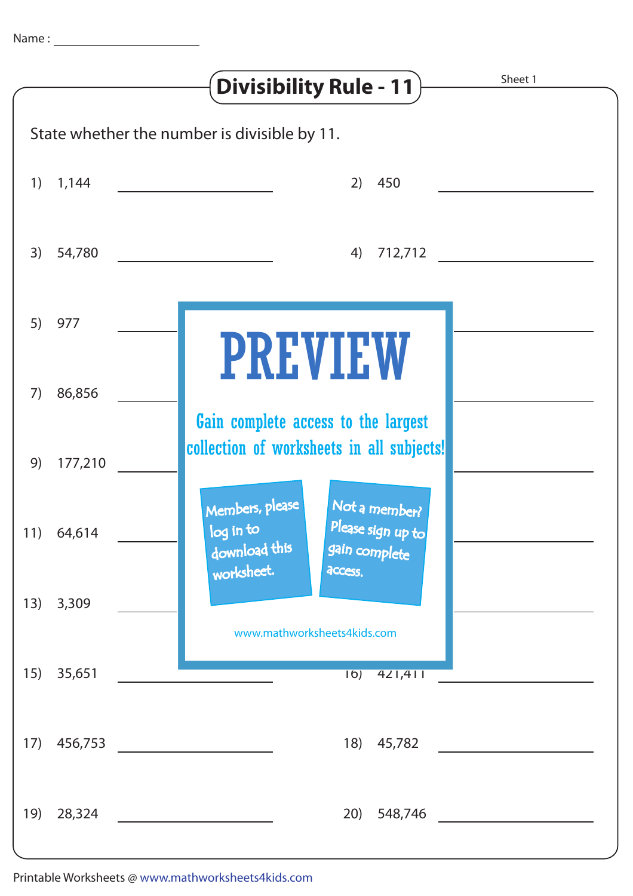Name : ____________________

# Divisibility Rule - 11

Sheet 1

State whether the number is divisible by 11.

1) 1,144 ____________

2) 450 ____________

3) 54,780 ____________

4) 712,712 ____________

5) 977 ____________

7) 86,856 ____________

9) 177,210 ____________

11) 64,614 ____________

13) 3,309 ____________

15) 35,651 ____________

16) 421,411 ____________

17) 456,753 ____________

18) 45,782 ____________

19) 28,324 ____________

20) 548,746 ____________

PREVIEW

Gain complete access to the largest collection of worksheets in all subjects!

Members, please log in to download this worksheet.

Not a member? Please sign up to gain complete access.

www.mathworksheets4kids.com

Printable Worksheets @ www.mathworksheets4kids.com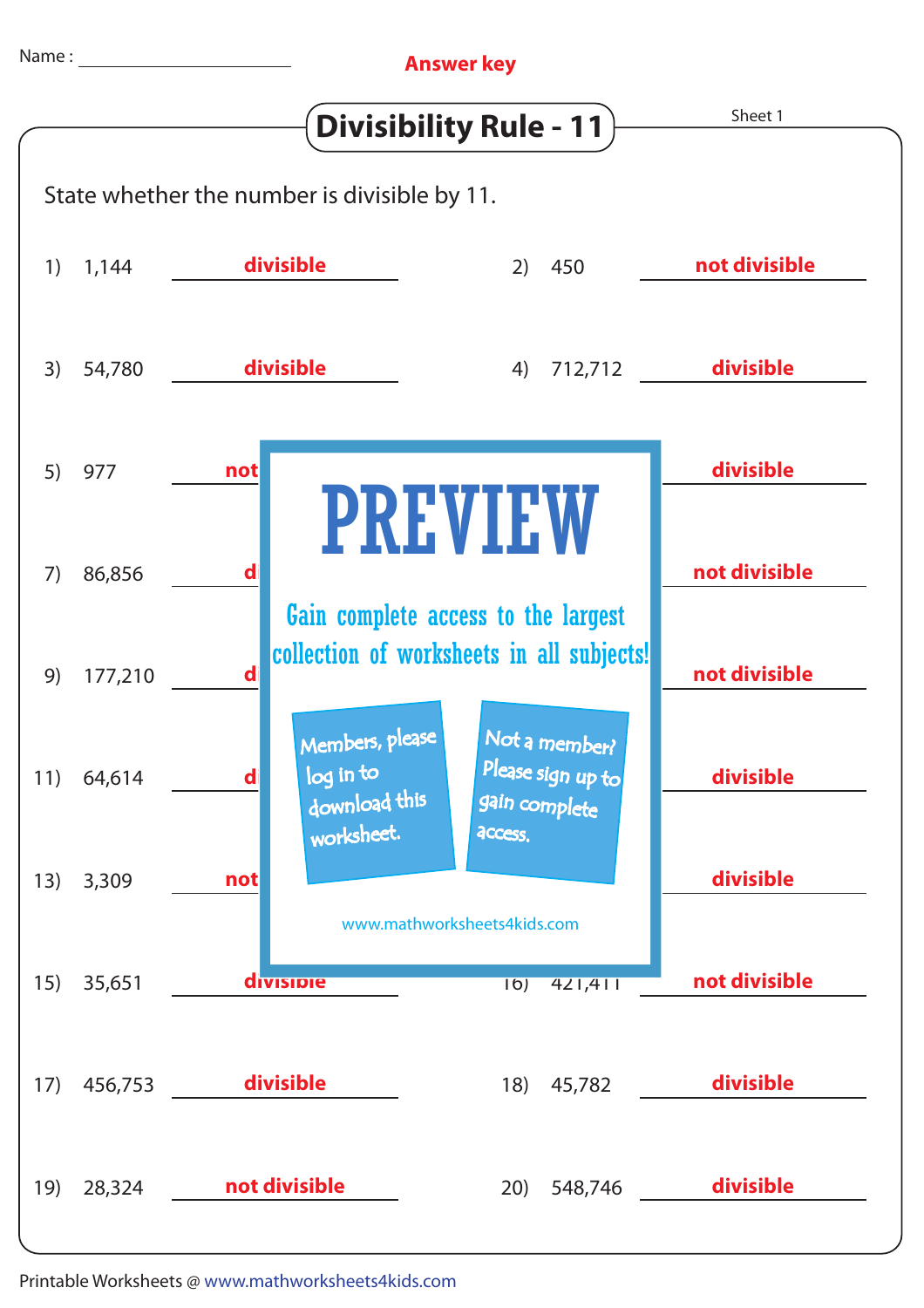Name : ____________________

**Answer key**

# Divisibility Rule - 11

Sheet 1

State whether the number is divisible by 11.

| | | | | | |
|---|---|---|---|---|---|
| 1) | 1,144 | divisible | 2) | 450 | not divisible |
| 3) | 54,780 | divisible | 4) | 712,712 | divisible |
| 5) | 977 | not | 6) | | divisible |
| 7) | 86,856 | di | 8) | | not divisible |
| 9) | 177,210 | di | 10) | | not divisible |
| 11) | 64,614 | di | 12) | | divisible |
| 13) | 3,309 | not | 14) | | divisible |
| 15) | 35,651 | divisible | 16) | 421,411 | not divisible |
| 17) | 456,753 | divisible | 18) | 45,782 | divisible |
| 19) | 28,324 | not divisible | 20) | 548,746 | divisible |

PREVIEW

Gain complete access to the largest collection of worksheets in all subjects!

Members, please log in to download this worksheet.

Not a member? Please sign up to gain complete access.

www.mathworksheets4kids.com

Printable Worksheets @ www.mathworksheets4kids.com